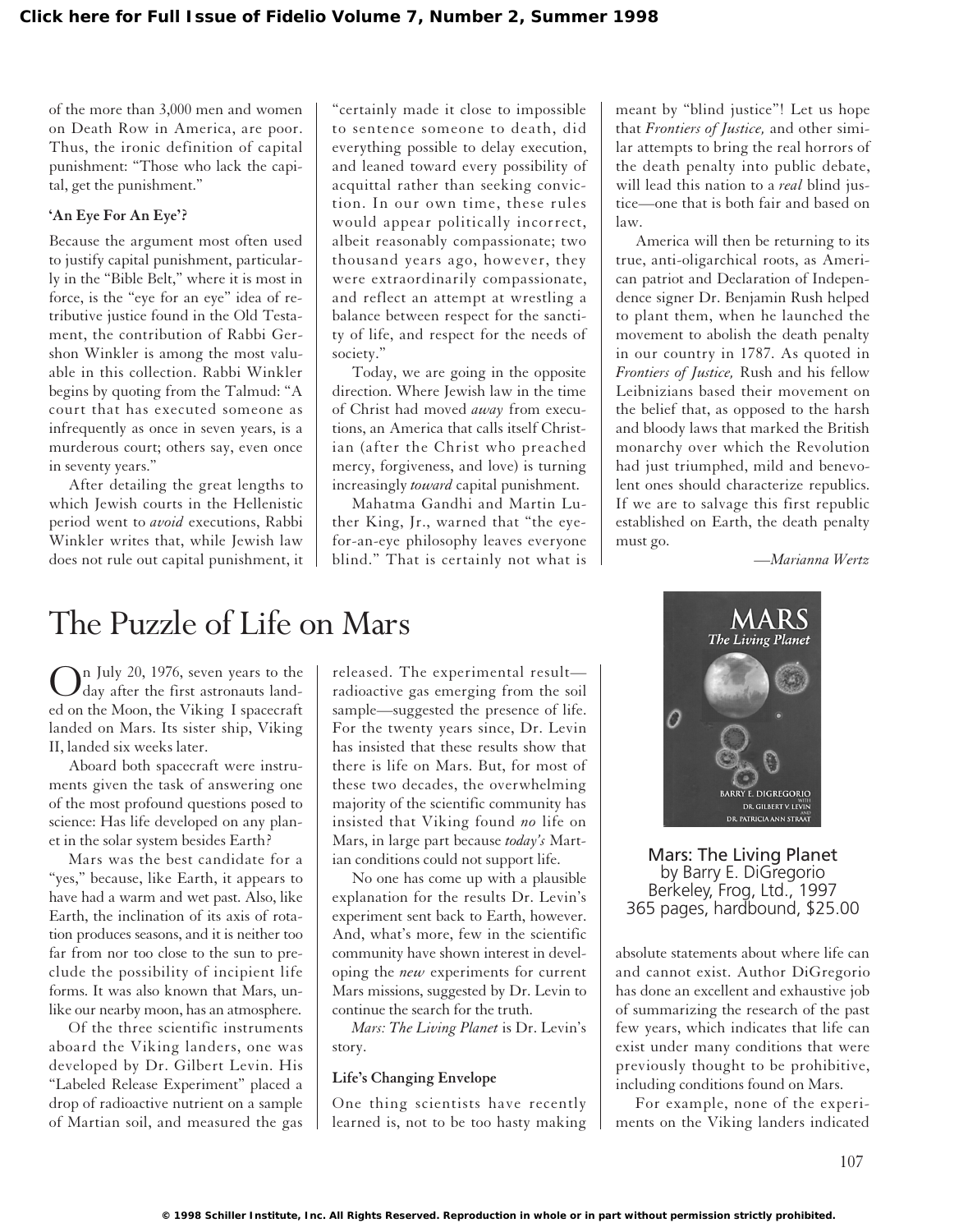of the more than 3,000 men and women on Death Row in America, are poor. Thus, the ironic definition of capital punishment: "Those who lack the capital, get the punishment."

### 'An Eye For An Eye'?

Because the argument most often used to justify capital punishment, particularly in the "Bible Belt," where it is most in force, is the "eye for an eye" idea of retributive justice found in the Old Testament, the contribution of Rabbi Gershon Winkler is among the most valuable in this collection. Rabbi Winkler begins by quoting from the Talmud: "A court that has executed someone as infrequently as once in seven years, is a murderous court; others say, even once in seventy years."

After detailing the great lengths to which Jewish courts in the Hellenistic period went to *avoid* executions, Rabbi Winkler writes that, while Jewish law does not rule out capital punishment, it "certainly made it close to impossible to sentence someone to death, did everything possible to delay execution, and leaned toward every possibility of acquittal rather than seeking conviction. In our own time, these rules would appear politically incorrect, albeit reasonably compassionate; two thousand years ago, however, they were extraordinarily compassionate, and reflect an attempt at wrestling a balance between respect for the sanctity of life, and respect for the needs of society."

Today, we are going in the opposite direction. Where Jewish law in the time of Christ had moved *away* from executions, an America that calls itself Christian (after the Christ who preached mercy, forgiveness, and love) is turning increasingly *toward* capital punishment.

Mahatma Gandhi and Martin Luther King, Jr., warned that "the eye-for-an-eye philosophy leaves everyone blind." That is certainly not what is meant by "blind justice"! Let us hope that *Frontiers of Justice,* and other similar attempts to bring the real horrors of the death penalty into public debate, will lead this nation to a *real* blind justice—one that is both fair and based on law.

America will then be returning to its true, anti-oligarchical roots, as American patriot and Declaration of Independence signer Dr. Benjamin Rush helped to plant them, when he launched the movement to abolish the death penalty in our country in 1787. As quoted in *Frontiers of Justice,* Rush and his fellow Leibnizians based their movement on the belief that, as opposed to the harsh and bloody laws that marked the British monarchy over which the Revolution had just triumphed, mild and benevolent ones should characterize republics. If we are to salvage this first republic established on Earth, the death penalty must go.

*—Marianna Wertz*

# The Puzzle of Life on Mars

**Mars: The Living Planet**
by Barry E. DiGregorio
Berkeley, Frog, Ltd., 1997
365 pages, hardbound, $25.00

On July 20, 1976, seven years to the day after the first astronauts landed on the Moon, the Viking I spacecraft landed on Mars. Its sister ship, Viking II, landed six weeks later.

Aboard both spacecraft were instruments given the task of answering one of the most profound questions posed to science: Has life developed on any planet in the solar system besides Earth?

Mars was the best candidate for a "yes," because, like Earth, it appears to have had a warm and wet past. Also, like Earth, the inclination of its axis of rotation produces seasons, and it is neither too far from nor too close to the sun to preclude the possibility of incipient life forms. It was also known that Mars, unlike our nearby moon, has an atmosphere.

Of the three scientific instruments aboard the Viking landers, one was developed by Dr. Gilbert Levin. His "Labeled Release Experiment" placed a drop of radioactive nutrient on a sample of Martian soil, and measured the gas released. The experimental result—radioactive gas emerging from the soil sample—suggested the presence of life. For the twenty years since, Dr. Levin has insisted that these results show that there is life on Mars. But, for most of these two decades, the overwhelming majority of the scientific community has insisted that Viking found *no* life on Mars, in large part because *today's* Martian conditions could not support life.

No one has come up with a plausible explanation for the results Dr. Levin's experiment sent back to Earth, however. And, what's more, few in the scientific community have shown interest in developing the *new* experiments for current Mars missions, suggested by Dr. Levin to continue the search for the truth.

*Mars: The Living Planet* is Dr. Levin's story.

### Life's Changing Envelope

One thing scientists have recently learned is, not to be too hasty making absolute statements about where life can and cannot exist. Author DiGregorio has done an excellent and exhaustive job of summarizing the research of the past few years, which indicates that life can exist under many conditions that were previously thought to be prohibitive, including conditions found on Mars.

For example, none of the experiments on the Viking landers indicated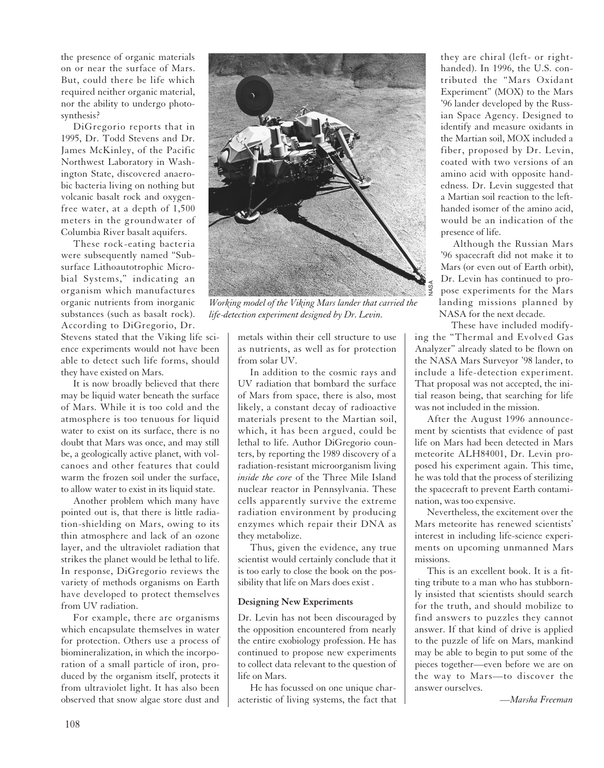the presence of organic materials on or near the surface of Mars. But, could there be life which required neither organic material, nor the ability to undergo photosynthesis?

DiGregorio reports that in 1995, Dr. Todd Stevens and Dr. James McKinley, of the Pacific Northwest Laboratory in Washington State, discovered anaerobic bacteria living on nothing but volcanic basalt rock and oxygen-free water, at a depth of 1,500 meters in the groundwater of Columbia River basalt aquifers.

These rock-eating bacteria were subsequently named "Subsurface Lithoautotrophic Microbial Systems," indicating an organism which manufactures organic nutrients from inorganic substances (such as basalt rock). According to DiGregorio, Dr. Stevens stated that the Viking life science experiments would not have been able to detect such life forms, should they have existed on Mars.

It is now broadly believed that there may be liquid water beneath the surface of Mars. While it is too cold and the atmosphere is too tenuous for liquid water to exist on its surface, there is no doubt that Mars was once, and may still be, a geologically active planet, with volcanoes and other features that could warm the frozen soil under the surface, to allow water to exist in its liquid state.

Another problem which many have pointed out is, that there is little radiation-shielding on Mars, owing to its thin atmosphere and lack of an ozone layer, and the ultraviolet radiation that strikes the planet would be lethal to life. In response, DiGregorio reviews the variety of methods organisms on Earth have developed to protect themselves from UV radiation.

For example, there are organisms which encapsulate themselves in water for protection. Others use a process of biomineralization, in which the incorporation of a small particle of iron, produced by the organism itself, protects it from ultraviolet light. It has also been observed that snow algae store dust and metals within their cell structure to use as nutrients, as well as for protection from solar UV.

*Working model of the Viking Mars lander that carried the life-detection experiment designed by Dr. Levin.*

In addition to the cosmic rays and UV radiation that bombard the surface of Mars from space, there is also, most likely, a constant decay of radioactive materials present to the Martian soil, which, it has been argued, could be lethal to life. Author DiGregorio counters, by reporting the 1989 discovery of a radiation-resistant microorganism living *inside the core* of the Three Mile Island nuclear reactor in Pennsylvania. These cells apparently survive the extreme radiation environment by producing enzymes which repair their DNA as they metabolize.

Thus, given the evidence, any true scientist would certainly conclude that it is too early to close the book on the possibility that life on Mars does exist .

**Designing New Experiments**

Dr. Levin has not been discouraged by the opposition encountered from nearly the entire exobiology profession. He has continued to propose new experiments to collect data relevant to the question of life on Mars.

He has focussed on one unique characteristic of living systems, the fact that they are chiral (left- or right-handed). In 1996, the U.S. contributed the "Mars Oxidant Experiment" (MOX) to the Mars '96 lander developed by the Russian Space Agency. Designed to identify and measure oxidants in the Martian soil, MOX included a fiber, proposed by Dr. Levin, coated with two versions of an amino acid with opposite handedness. Dr. Levin suggested that a Martian soil reaction to the left-handed isomer of the amino acid, would be an indication of the presence of life.

Although the Russian Mars '96 spacecraft did not make it to Mars (or even out of Earth orbit), Dr. Levin has continued to propose experiments for the Mars landing missions planned by NASA for the next decade.

These have included modifying the "Thermal and Evolved Gas Analyzer" already slated to be flown on the NASA Mars Surveyor '98 lander, to include a life-detection experiment. That proposal was not accepted, the initial reason being, that searching for life was not included in the mission.

After the August 1996 announcement by scientists that evidence of past life on Mars had been detected in Mars meteorite ALH84001, Dr. Levin proposed his experiment again. This time, he was told that the process of sterilizing the spacecraft to prevent Earth contamination, was too expensive.

Nevertheless, the excitement over the Mars meteorite has renewed scientists' interest in including life-science experiments on upcoming unmanned Mars missions.

This is an excellent book. It is a fitting tribute to a man who has stubbornly insisted that scientists should search for the truth, and should mobilize to find answers to puzzles they cannot answer. If that kind of drive is applied to the puzzle of life on Mars, mankind may be able to begin to put some of the pieces together—even before we are on the way to Mars—to discover the answer ourselves.

*—Marsha Freeman*